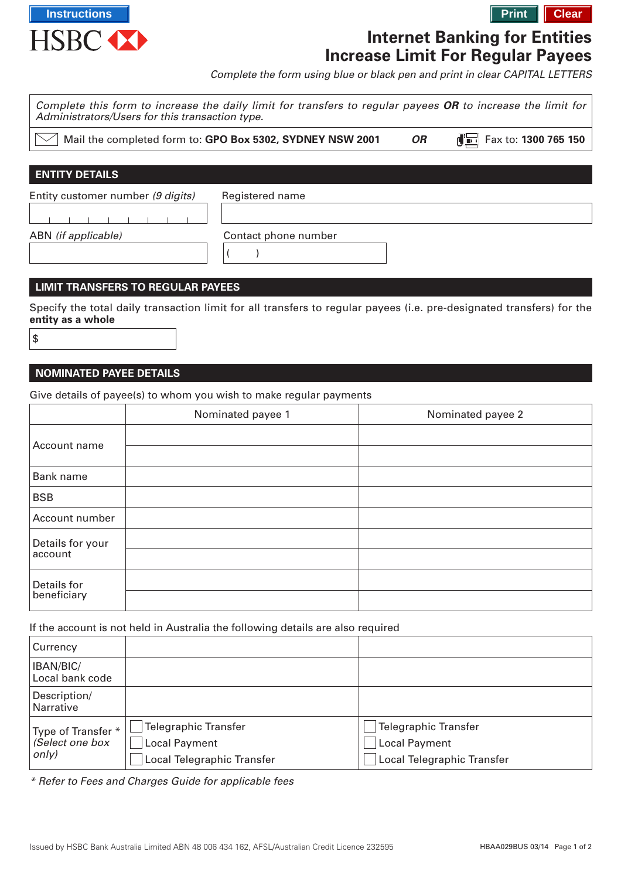Instructions

HSBC

Print Clear

# Internet Banking for Entities Increase Limit For Regular Payees

*Complete the form using blue or black pen and print in clear CAPITAL LETTERS*

*Complete this form to increase the daily limit for transfers to regular payees* ***OR*** *to increase the limit for Administrators/Users for this transaction type.*

Mail the completed form to: **GPO Box 5302, SYDNEY NSW 2001** ***OR*** Fax to: **1300 765 150**

## ENTITY DETAILS

Entity customer number *(9 digits)*

Registered name

ABN *(if applicable)*

Contact phone number ( )

## LIMIT TRANSFERS TO REGULAR PAYEES

Specify the total daily transaction limit for all transfers to regular payees (i.e. pre-designated transfers) for the **entity as a whole**

$

## NOMINATED PAYEE DETAILS

Give details of payee(s) to whom you wish to make regular payments

| | Nominated payee 1 | Nominated payee 2 |
|---|---|---|
| Account name | | |
| Bank name | | |
| BSB | | |
| Account number | | |
| Details for your account | | |
| Details for beneficiary | | |

If the account is not held in Australia the following details are also required

| | | |
|---|---|---|
| Currency | | |
| IBAN/BIC/ Local bank code | | |
| Description/ Narrative | | |
| Type of Transfer * *(Select one box only)* | ☐ Telegraphic Transfer<br>☐ Local Payment<br>☐ Local Telegraphic Transfer | ☐ Telegraphic Transfer<br>☐ Local Payment<br>☐ Local Telegraphic Transfer |

*\* Refer to Fees and Charges Guide for applicable fees*

Issued by HSBC Bank Australia Limited ABN 48 006 434 162, AFSL/Australian Credit Licence 232595

HBAA029BUS 03/14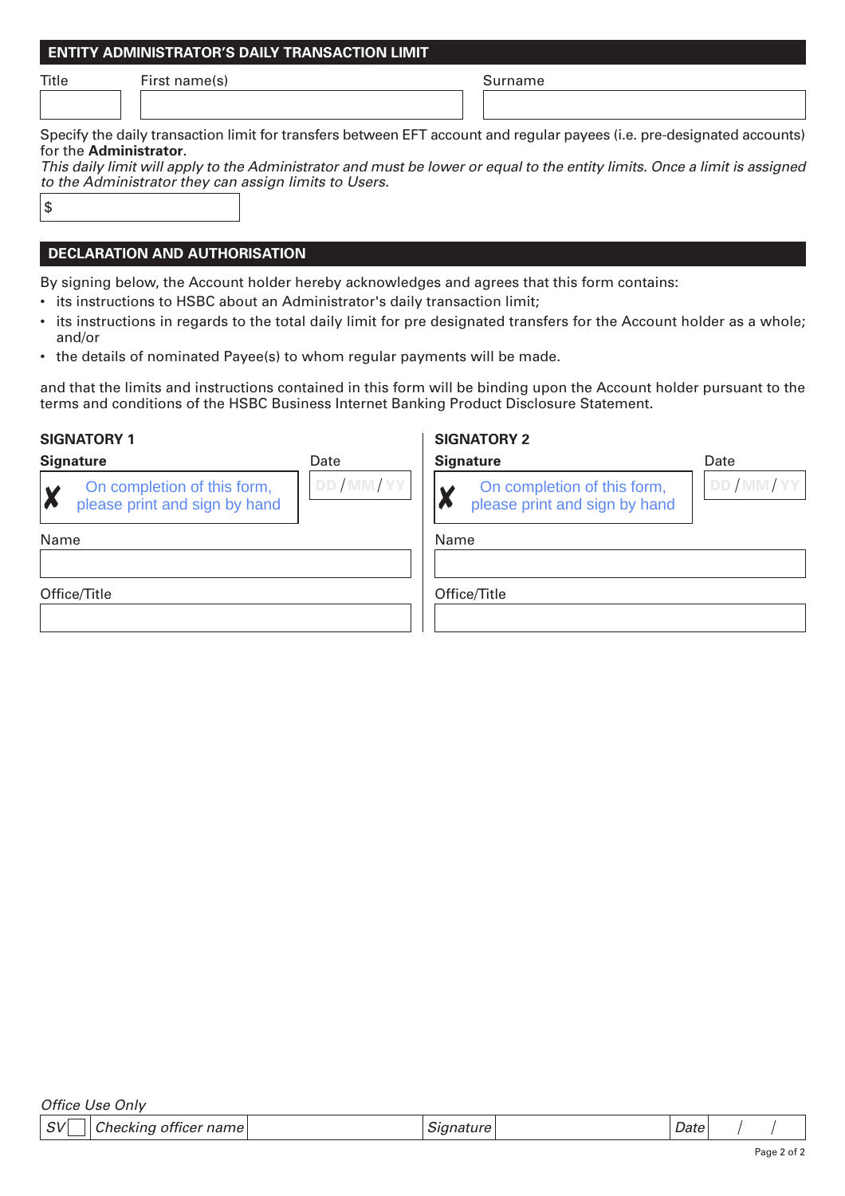## ENTITY ADMINISTRATOR'S DAILY TRANSACTION LIMIT

| Title | First name(s) | Surname |
|---|---|---|
| | | |

Specify the daily transaction limit for transfers between EFT account and regular payees (i.e. pre-designated accounts) for the **Administrator**.

*This daily limit will apply to the Administrator and must be lower or equal to the entity limits. Once a limit is assigned to the Administrator they can assign limits to Users.*

$

## DECLARATION AND AUTHORISATION

By signing below, the Account holder hereby acknowledges and agrees that this form contains:

- its instructions to HSBC about an Administrator's daily transaction limit;
- its instructions in regards to the total daily limit for pre designated transfers for the Account holder as a whole; and/or
- the details of nominated Payee(s) to whom regular payments will be made.

and that the limits and instructions contained in this form will be binding upon the Account holder pursuant to the terms and conditions of the HSBC Business Internet Banking Product Disclosure Statement.

### SIGNATORY 1

**Signature**

✗ On completion of this form, please print and sign by hand

Date DD / MM / YY

Name

Office/Title

### SIGNATORY 2

**Signature**

✗ On completion of this form, please print and sign by hand

Date DD / MM / YY

Name

Office/Title

*Office Use Only*

| SV | *Checking officer name* | | *Signature* | | *Date* | / / |
|---|---|---|---|---|---|---|